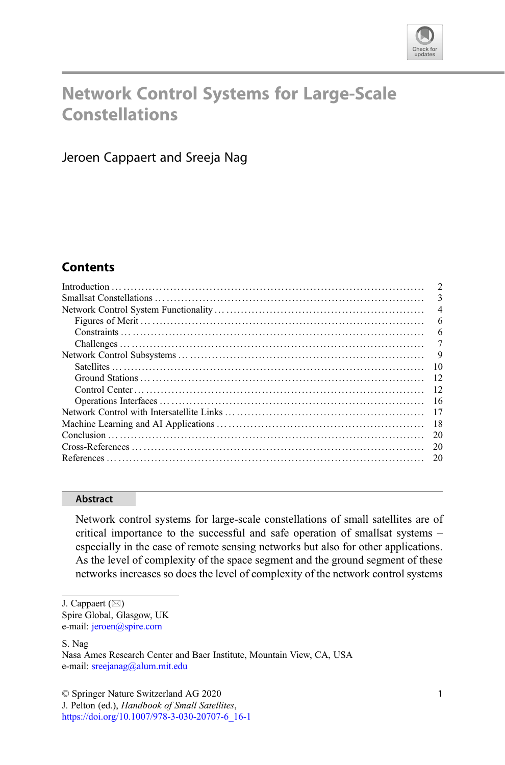# Network Control Systems for Large-Scale Constellations

Jeroen Cappaert and Sreeja Nag

## Contents

| | |
|---|---|
| Introduction | 2 |
| Smallsat Constellations | 3 |
| Network Control System Functionality | 4 |
| Figures of Merit | 6 |
| Constraints | 6 |
| Challenges | 7 |
| Network Control Subsystems | 9 |
| Satellites | 10 |
| Ground Stations | 12 |
| Control Center | 12 |
| Operations Interfaces | 16 |
| Network Control with Intersatellite Links | 17 |
| Machine Learning and AI Applications | 18 |
| Conclusion | 20 |
| Cross-References | 20 |
| References | 20 |

## Abstract

Network control systems for large-scale constellations of small satellites are of critical importance to the successful and safe operation of smallsat systems – especially in the case of remote sensing networks but also for other applications. As the level of complexity of the space segment and the ground segment of these networks increases so does the level of complexity of the network control systems

---

J. Cappaert (✉)
Spire Global, Glasgow, UK
e-mail: jeroen@spire.com

S. Nag
Nasa Ames Research Center and Baer Institute, Mountain View, CA, USA
e-mail: sreejanag@alum.mit.edu

© Springer Nature Switzerland AG 2020
J. Pelton (ed.), *Handbook of Small Satellites*,
https://doi.org/10.1007/978-3-030-20707-6_16-1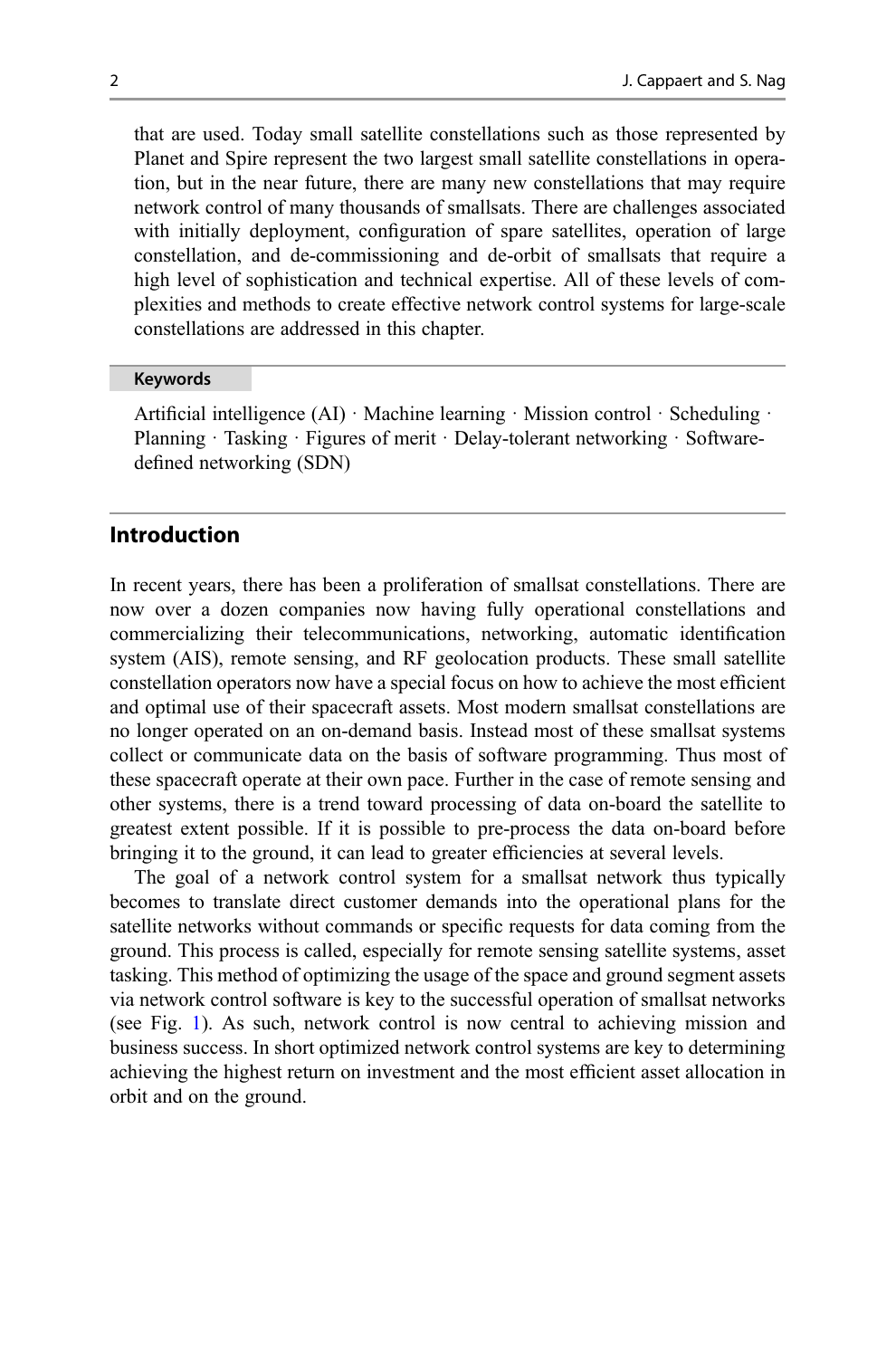that are used. Today small satellite constellations such as those represented by Planet and Spire represent the two largest small satellite constellations in operation, but in the near future, there are many new constellations that may require network control of many thousands of smallsats. There are challenges associated with initially deployment, configuration of spare satellites, operation of large constellation, and de-commissioning and de-orbit of smallsats that require a high level of sophistication and technical expertise. All of these levels of complexities and methods to create effective network control systems for large-scale constellations are addressed in this chapter.

**Keywords**

Artificial intelligence (AI) · Machine learning · Mission control · Scheduling · Planning · Tasking · Figures of merit · Delay-tolerant networking · Software-defined networking (SDN)

## Introduction

In recent years, there has been a proliferation of smallsat constellations. There are now over a dozen companies now having fully operational constellations and commercializing their telecommunications, networking, automatic identification system (AIS), remote sensing, and RF geolocation products. These small satellite constellation operators now have a special focus on how to achieve the most efficient and optimal use of their spacecraft assets. Most modern smallsat constellations are no longer operated on an on-demand basis. Instead most of these smallsat systems collect or communicate data on the basis of software programming. Thus most of these spacecraft operate at their own pace. Further in the case of remote sensing and other systems, there is a trend toward processing of data on-board the satellite to greatest extent possible. If it is possible to pre-process the data on-board before bringing it to the ground, it can lead to greater efficiencies at several levels.

The goal of a network control system for a smallsat network thus typically becomes to translate direct customer demands into the operational plans for the satellite networks without commands or specific requests for data coming from the ground. This process is called, especially for remote sensing satellite systems, asset tasking. This method of optimizing the usage of the space and ground segment assets via network control software is key to the successful operation of smallsat networks (see Fig. 1). As such, network control is now central to achieving mission and business success. In short optimized network control systems are key to determining achieving the highest return on investment and the most efficient asset allocation in orbit and on the ground.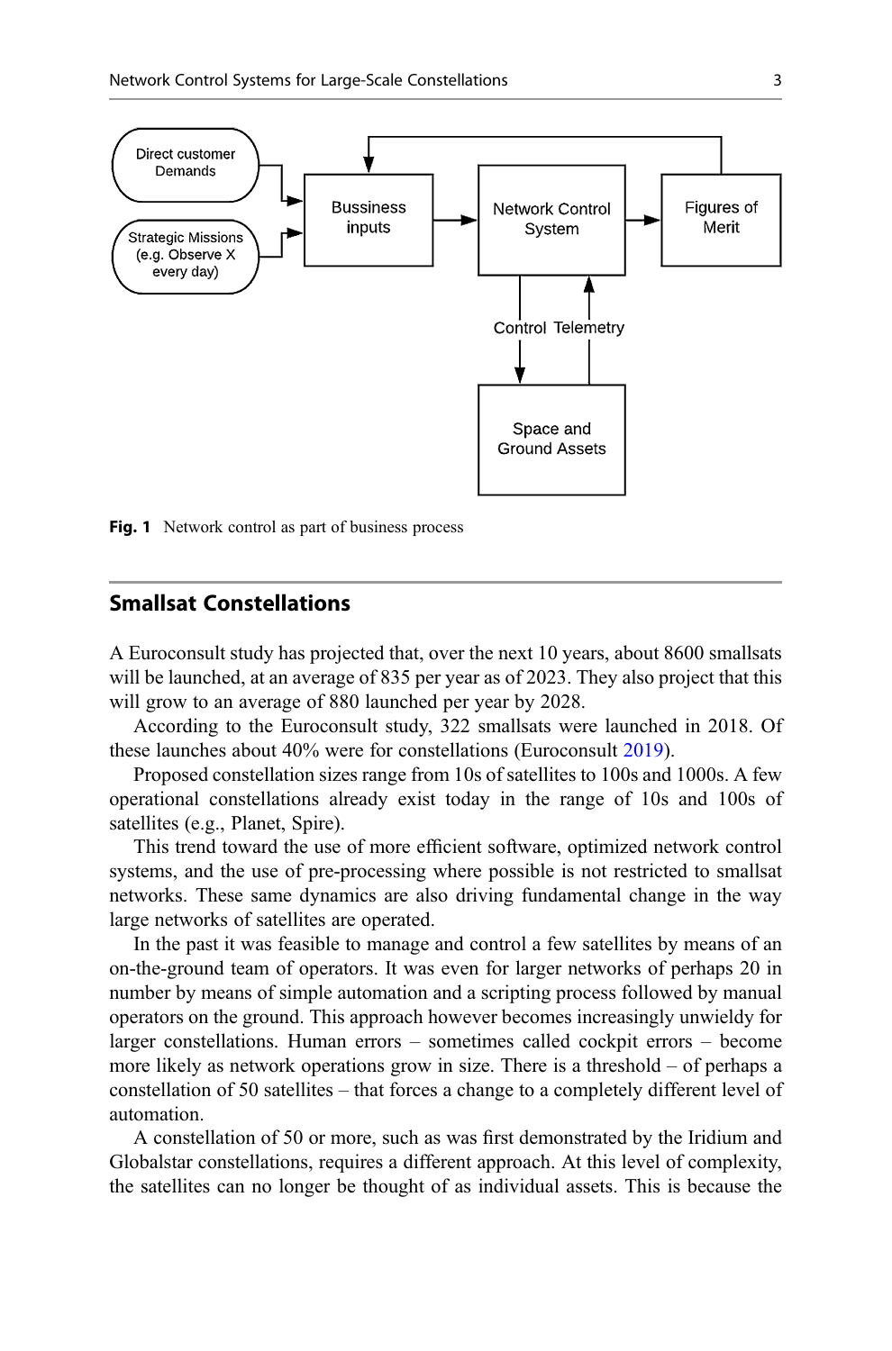**Fig. 1** Network control as part of business process

## Smallsat Constellations

A Euroconsult study has projected that, over the next 10 years, about 8600 smallsats will be launched, at an average of 835 per year as of 2023. They also project that this will grow to an average of 880 launched per year by 2028.

According to the Euroconsult study, 322 smallsats were launched in 2018. Of these launches about 40% were for constellations (Euroconsult 2019).

Proposed constellation sizes range from 10s of satellites to 100s and 1000s. A few operational constellations already exist today in the range of 10s and 100s of satellites (e.g., Planet, Spire).

This trend toward the use of more efficient software, optimized network control systems, and the use of pre-processing where possible is not restricted to smallsat networks. These same dynamics are also driving fundamental change in the way large networks of satellites are operated.

In the past it was feasible to manage and control a few satellites by means of an on-the-ground team of operators. It was even for larger networks of perhaps 20 in number by means of simple automation and a scripting process followed by manual operators on the ground. This approach however becomes increasingly unwieldy for larger constellations. Human errors – sometimes called cockpit errors – become more likely as network operations grow in size. There is a threshold – of perhaps a constellation of 50 satellites – that forces a change to a completely different level of automation.

A constellation of 50 or more, such as was first demonstrated by the Iridium and Globalstar constellations, requires a different approach. At this level of complexity, the satellites can no longer be thought of as individual assets. This is because the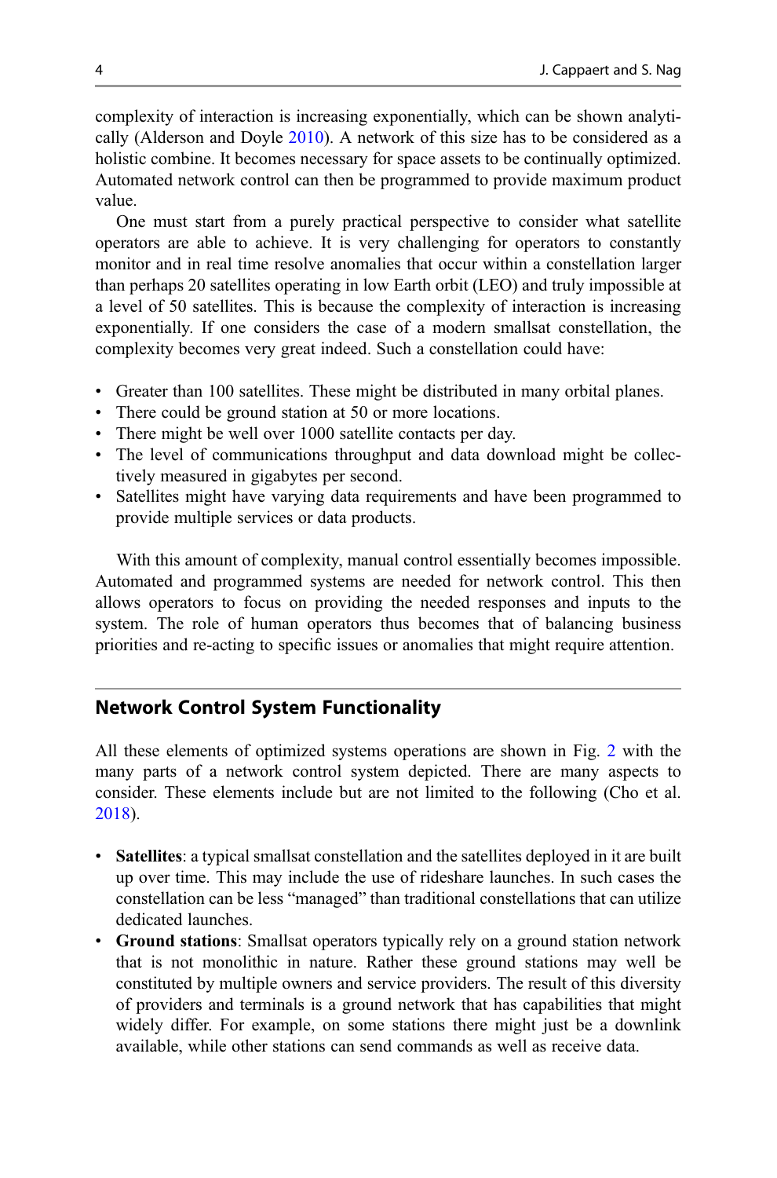complexity of interaction is increasing exponentially, which can be shown analytically (Alderson and Doyle 2010). A network of this size has to be considered as a holistic combine. It becomes necessary for space assets to be continually optimized. Automated network control can then be programmed to provide maximum product value.

One must start from a purely practical perspective to consider what satellite operators are able to achieve. It is very challenging for operators to constantly monitor and in real time resolve anomalies that occur within a constellation larger than perhaps 20 satellites operating in low Earth orbit (LEO) and truly impossible at a level of 50 satellites. This is because the complexity of interaction is increasing exponentially. If one considers the case of a modern smallsat constellation, the complexity becomes very great indeed. Such a constellation could have:

- Greater than 100 satellites. These might be distributed in many orbital planes.
- There could be ground station at 50 or more locations.
- There might be well over 1000 satellite contacts per day.
- The level of communications throughput and data download might be collectively measured in gigabytes per second.
- Satellites might have varying data requirements and have been programmed to provide multiple services or data products.

With this amount of complexity, manual control essentially becomes impossible. Automated and programmed systems are needed for network control. This then allows operators to focus on providing the needed responses and inputs to the system. The role of human operators thus becomes that of balancing business priorities and re-acting to specific issues or anomalies that might require attention.

## Network Control System Functionality

All these elements of optimized systems operations are shown in Fig. 2 with the many parts of a network control system depicted. There are many aspects to consider. These elements include but are not limited to the following (Cho et al. 2018).

- **Satellites**: a typical smallsat constellation and the satellites deployed in it are built up over time. This may include the use of rideshare launches. In such cases the constellation can be less "managed" than traditional constellations that can utilize dedicated launches.
- **Ground stations**: Smallsat operators typically rely on a ground station network that is not monolithic in nature. Rather these ground stations may well be constituted by multiple owners and service providers. The result of this diversity of providers and terminals is a ground network that has capabilities that might widely differ. For example, on some stations there might just be a downlink available, while other stations can send commands as well as receive data.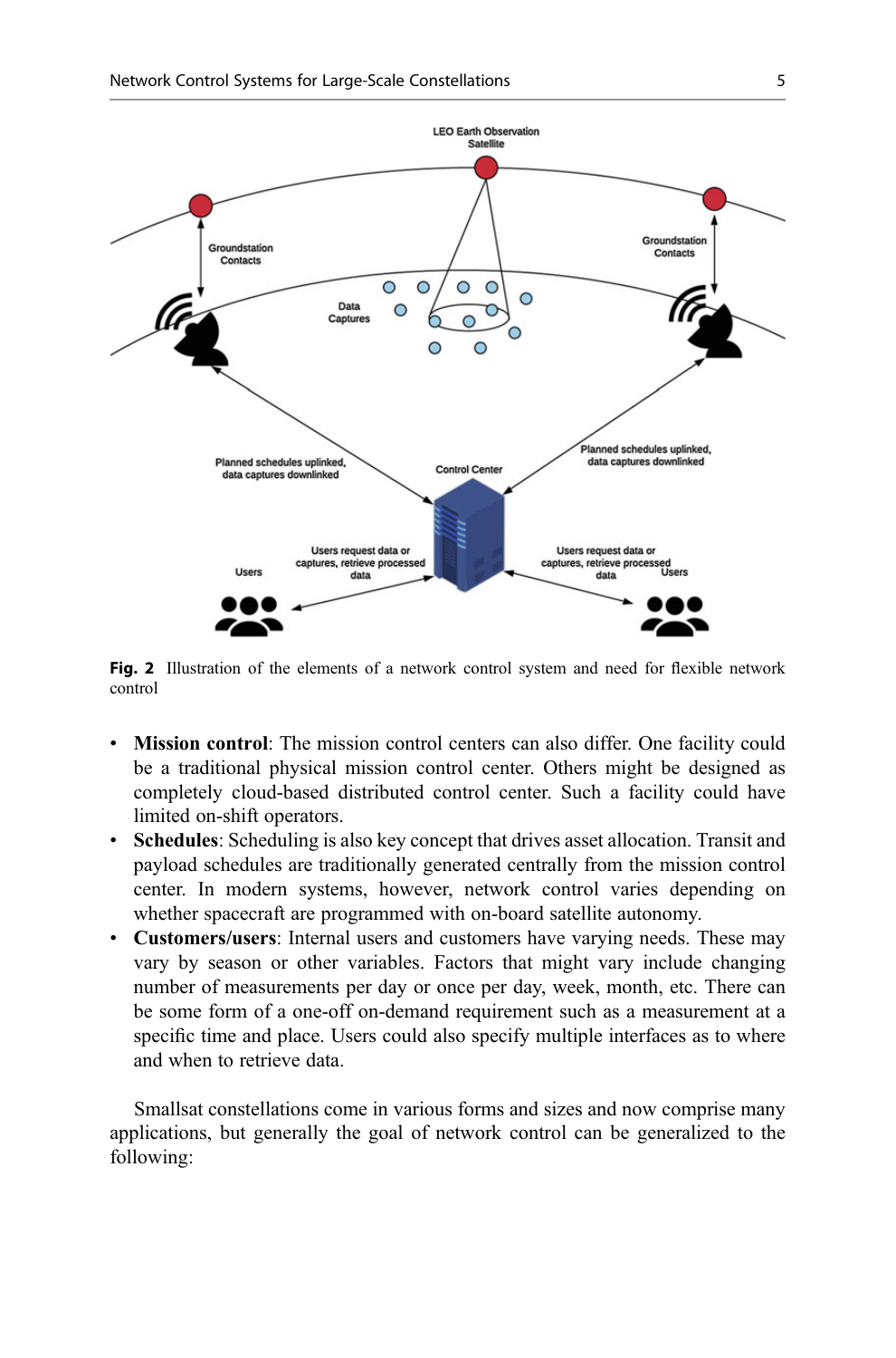**Fig. 2** Illustration of the elements of a network control system and need for flexible network control

- **Mission control**: The mission control centers can also differ. One facility could be a traditional physical mission control center. Others might be designed as completely cloud-based distributed control center. Such a facility could have limited on-shift operators.
- **Schedules**: Scheduling is also key concept that drives asset allocation. Transit and payload schedules are traditionally generated centrally from the mission control center. In modern systems, however, network control varies depending on whether spacecraft are programmed with on-board satellite autonomy.
- **Customers/users**: Internal users and customers have varying needs. These may vary by season or other variables. Factors that might vary include changing number of measurements per day or once per day, week, month, etc. There can be some form of a one-off on-demand requirement such as a measurement at a specific time and place. Users could also specify multiple interfaces as to where and when to retrieve data.

Smallsat constellations come in various forms and sizes and now comprise many applications, but generally the goal of network control can be generalized to the following: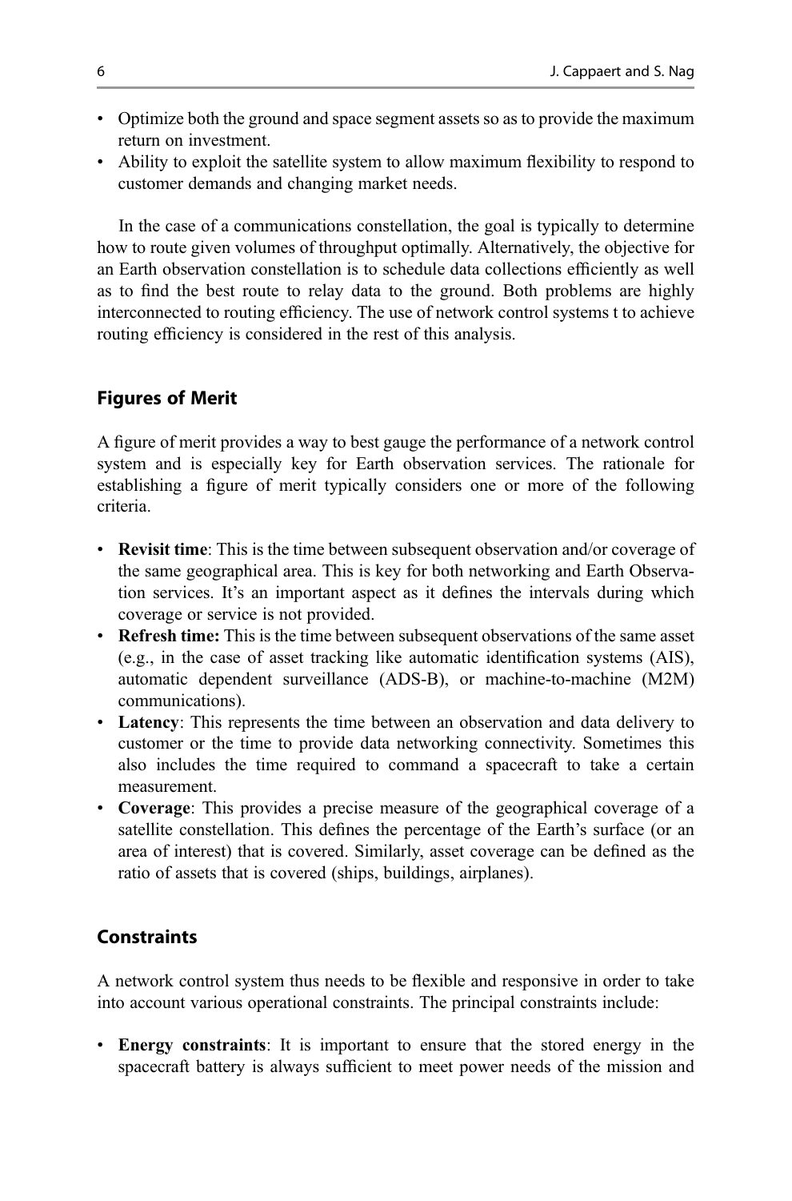- Optimize both the ground and space segment assets so as to provide the maximum return on investment.
- Ability to exploit the satellite system to allow maximum flexibility to respond to customer demands and changing market needs.

In the case of a communications constellation, the goal is typically to determine how to route given volumes of throughput optimally. Alternatively, the objective for an Earth observation constellation is to schedule data collections efficiently as well as to find the best route to relay data to the ground. Both problems are highly interconnected to routing efficiency. The use of network control systems t to achieve routing efficiency is considered in the rest of this analysis.

## Figures of Merit

A figure of merit provides a way to best gauge the performance of a network control system and is especially key for Earth observation services. The rationale for establishing a figure of merit typically considers one or more of the following criteria.

- **Revisit time**: This is the time between subsequent observation and/or coverage of the same geographical area. This is key for both networking and Earth Observation services. It's an important aspect as it defines the intervals during which coverage or service is not provided.
- **Refresh time:** This is the time between subsequent observations of the same asset (e.g., in the case of asset tracking like automatic identification systems (AIS), automatic dependent surveillance (ADS-B), or machine-to-machine (M2M) communications).
- **Latency**: This represents the time between an observation and data delivery to customer or the time to provide data networking connectivity. Sometimes this also includes the time required to command a spacecraft to take a certain measurement.
- **Coverage**: This provides a precise measure of the geographical coverage of a satellite constellation. This defines the percentage of the Earth's surface (or an area of interest) that is covered. Similarly, asset coverage can be defined as the ratio of assets that is covered (ships, buildings, airplanes).

## Constraints

A network control system thus needs to be flexible and responsive in order to take into account various operational constraints. The principal constraints include:

- **Energy constraints**: It is important to ensure that the stored energy in the spacecraft battery is always sufficient to meet power needs of the mission and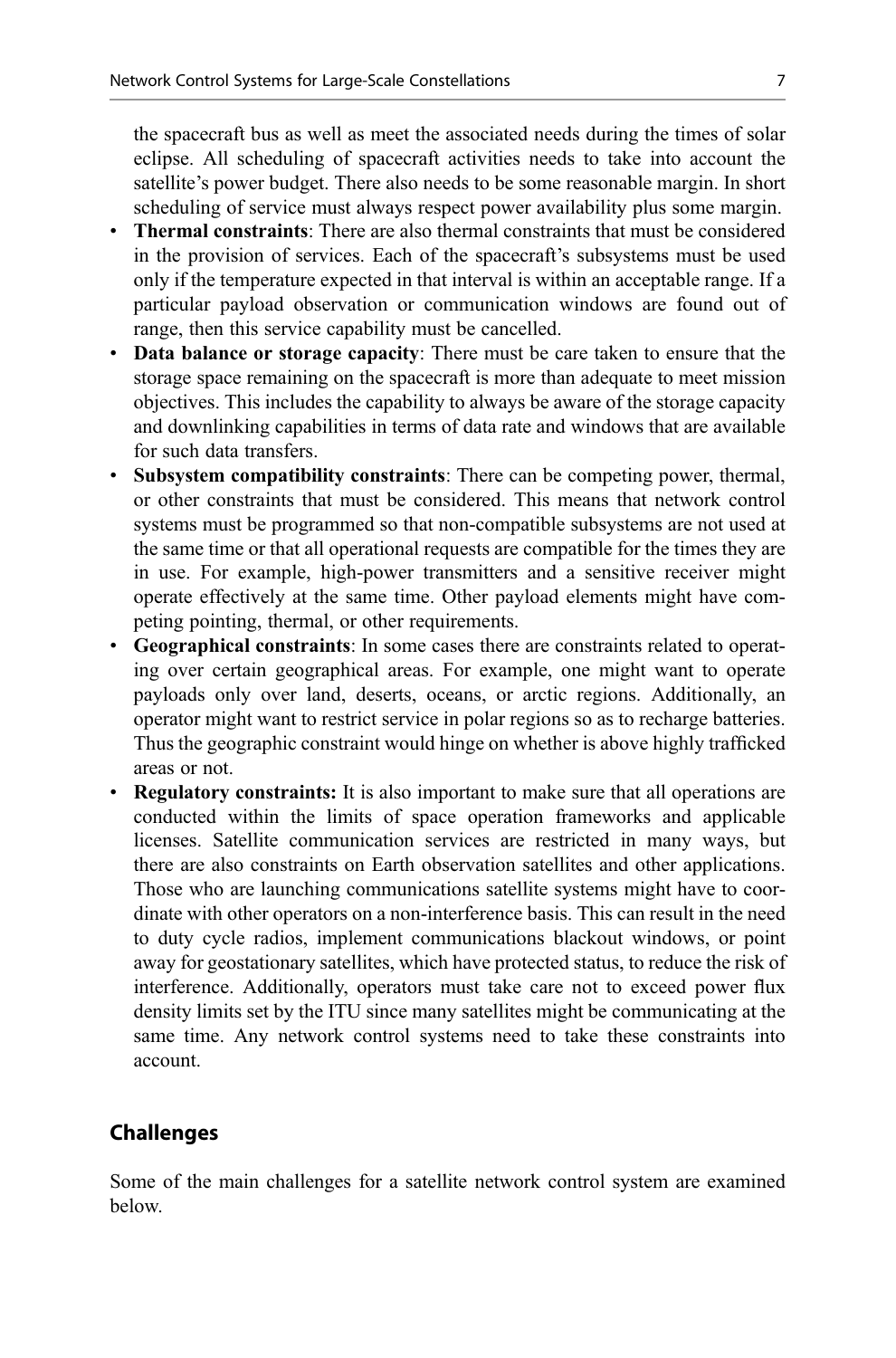the spacecraft bus as well as meet the associated needs during the times of solar eclipse. All scheduling of spacecraft activities needs to take into account the satellite's power budget. There also needs to be some reasonable margin. In short scheduling of service must always respect power availability plus some margin.

- **Thermal constraints**: There are also thermal constraints that must be considered in the provision of services. Each of the spacecraft's subsystems must be used only if the temperature expected in that interval is within an acceptable range. If a particular payload observation or communication windows are found out of range, then this service capability must be cancelled.
- **Data balance or storage capacity**: There must be care taken to ensure that the storage space remaining on the spacecraft is more than adequate to meet mission objectives. This includes the capability to always be aware of the storage capacity and downlinking capabilities in terms of data rate and windows that are available for such data transfers.
- **Subsystem compatibility constraints**: There can be competing power, thermal, or other constraints that must be considered. This means that network control systems must be programmed so that non-compatible subsystems are not used at the same time or that all operational requests are compatible for the times they are in use. For example, high-power transmitters and a sensitive receiver might operate effectively at the same time. Other payload elements might have competing pointing, thermal, or other requirements.
- **Geographical constraints**: In some cases there are constraints related to operating over certain geographical areas. For example, one might want to operate payloads only over land, deserts, oceans, or arctic regions. Additionally, an operator might want to restrict service in polar regions so as to recharge batteries. Thus the geographic constraint would hinge on whether is above highly trafficked areas or not.
- **Regulatory constraints:** It is also important to make sure that all operations are conducted within the limits of space operation frameworks and applicable licenses. Satellite communication services are restricted in many ways, but there are also constraints on Earth observation satellites and other applications. Those who are launching communications satellite systems might have to coordinate with other operators on a non-interference basis. This can result in the need to duty cycle radios, implement communications blackout windows, or point away for geostationary satellites, which have protected status, to reduce the risk of interference. Additionally, operators must take care not to exceed power flux density limits set by the ITU since many satellites might be communicating at the same time. Any network control systems need to take these constraints into account.

## Challenges

Some of the main challenges for a satellite network control system are examined below.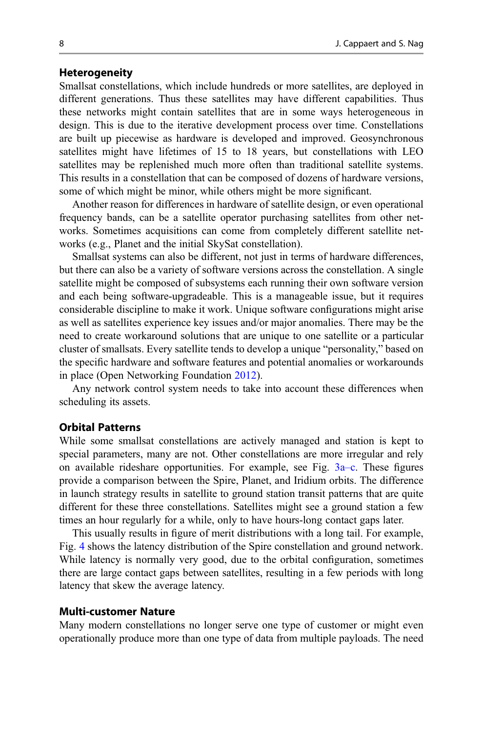**Heterogeneity**

Smallsat constellations, which include hundreds or more satellites, are deployed in different generations. Thus these satellites may have different capabilities. Thus these networks might contain satellites that are in some ways heterogeneous in design. This is due to the iterative development process over time. Constellations are built up piecewise as hardware is developed and improved. Geosynchronous satellites might have lifetimes of 15 to 18 years, but constellations with LEO satellites may be replenished much more often than traditional satellite systems. This results in a constellation that can be composed of dozens of hardware versions, some of which might be minor, while others might be more significant.

Another reason for differences in hardware of satellite design, or even operational frequency bands, can be a satellite operator purchasing satellites from other networks. Sometimes acquisitions can come from completely different satellite networks (e.g., Planet and the initial SkySat constellation).

Smallsat systems can also be different, not just in terms of hardware differences, but there can also be a variety of software versions across the constellation. A single satellite might be composed of subsystems each running their own software version and each being software-upgradeable. This is a manageable issue, but it requires considerable discipline to make it work. Unique software configurations might arise as well as satellites experience key issues and/or major anomalies. There may be the need to create workaround solutions that are unique to one satellite or a particular cluster of smallsats. Every satellite tends to develop a unique "personality," based on the specific hardware and software features and potential anomalies or workarounds in place (Open Networking Foundation 2012).

Any network control system needs to take into account these differences when scheduling its assets.

**Orbital Patterns**

While some smallsat constellations are actively managed and station is kept to special parameters, many are not. Other constellations are more irregular and rely on available rideshare opportunities. For example, see Fig. 3a–c. These figures provide a comparison between the Spire, Planet, and Iridium orbits. The difference in launch strategy results in satellite to ground station transit patterns that are quite different for these three constellations. Satellites might see a ground station a few times an hour regularly for a while, only to have hours-long contact gaps later.

This usually results in figure of merit distributions with a long tail. For example, Fig. 4 shows the latency distribution of the Spire constellation and ground network. While latency is normally very good, due to the orbital configuration, sometimes there are large contact gaps between satellites, resulting in a few periods with long latency that skew the average latency.

**Multi-customer Nature**

Many modern constellations no longer serve one type of customer or might even operationally produce more than one type of data from multiple payloads. The need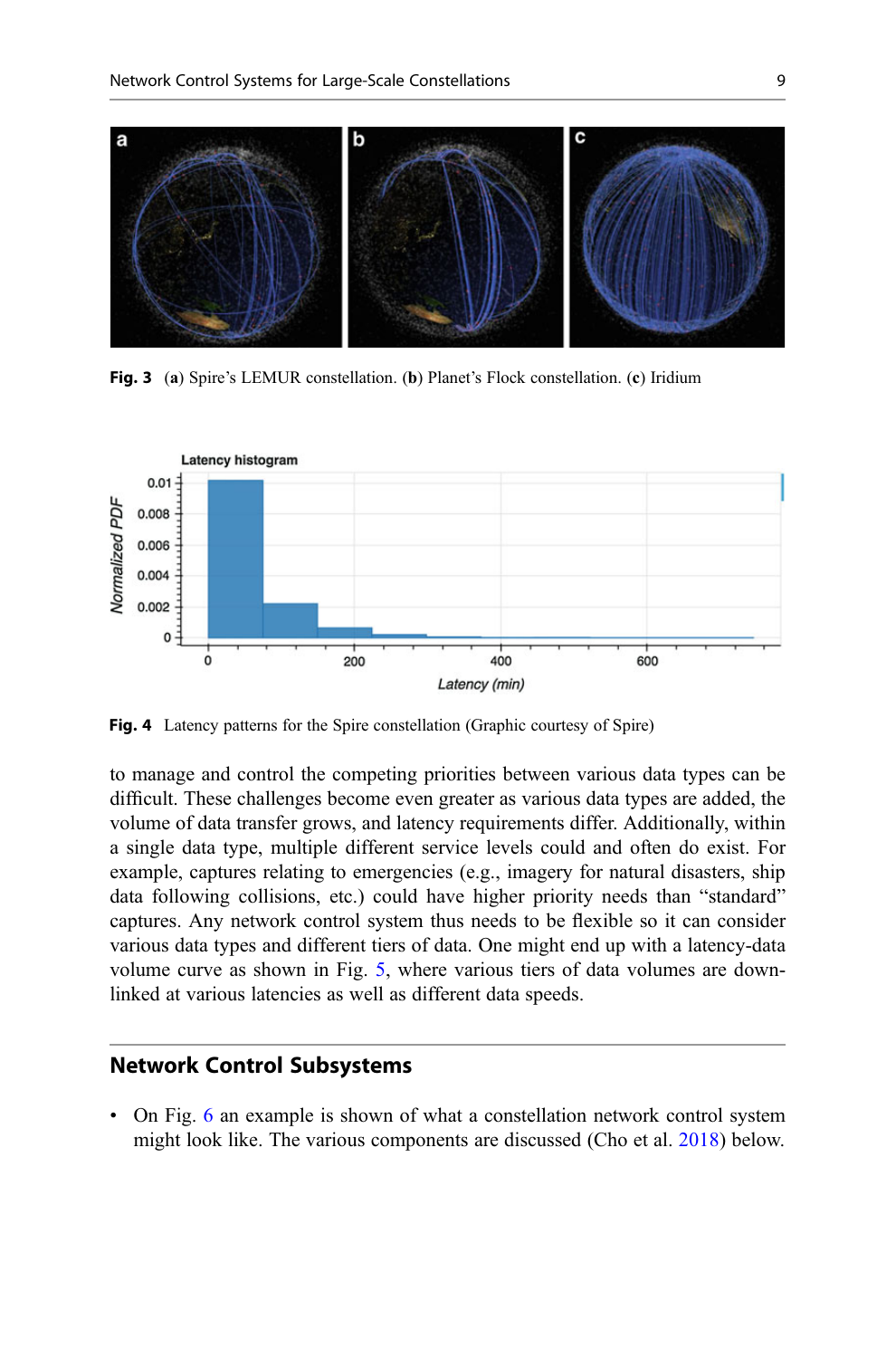**Fig. 3** (**a**) Spire's LEMUR constellation. (**b**) Planet's Flock constellation. (**c**) Iridium

**Fig. 4** Latency patterns for the Spire constellation (Graphic courtesy of Spire)

to manage and control the competing priorities between various data types can be difficult. These challenges become even greater as various data types are added, the volume of data transfer grows, and latency requirements differ. Additionally, within a single data type, multiple different service levels could and often do exist. For example, captures relating to emergencies (e.g., imagery for natural disasters, ship data following collisions, etc.) could have higher priority needs than "standard" captures. Any network control system thus needs to be flexible so it can consider various data types and different tiers of data. One might end up with a latency-data volume curve as shown in Fig. 5, where various tiers of data volumes are downlinked at various latencies as well as different data speeds.

## Network Control Subsystems

- On Fig. 6 an example is shown of what a constellation network control system might look like. The various components are discussed (Cho et al. 2018) below.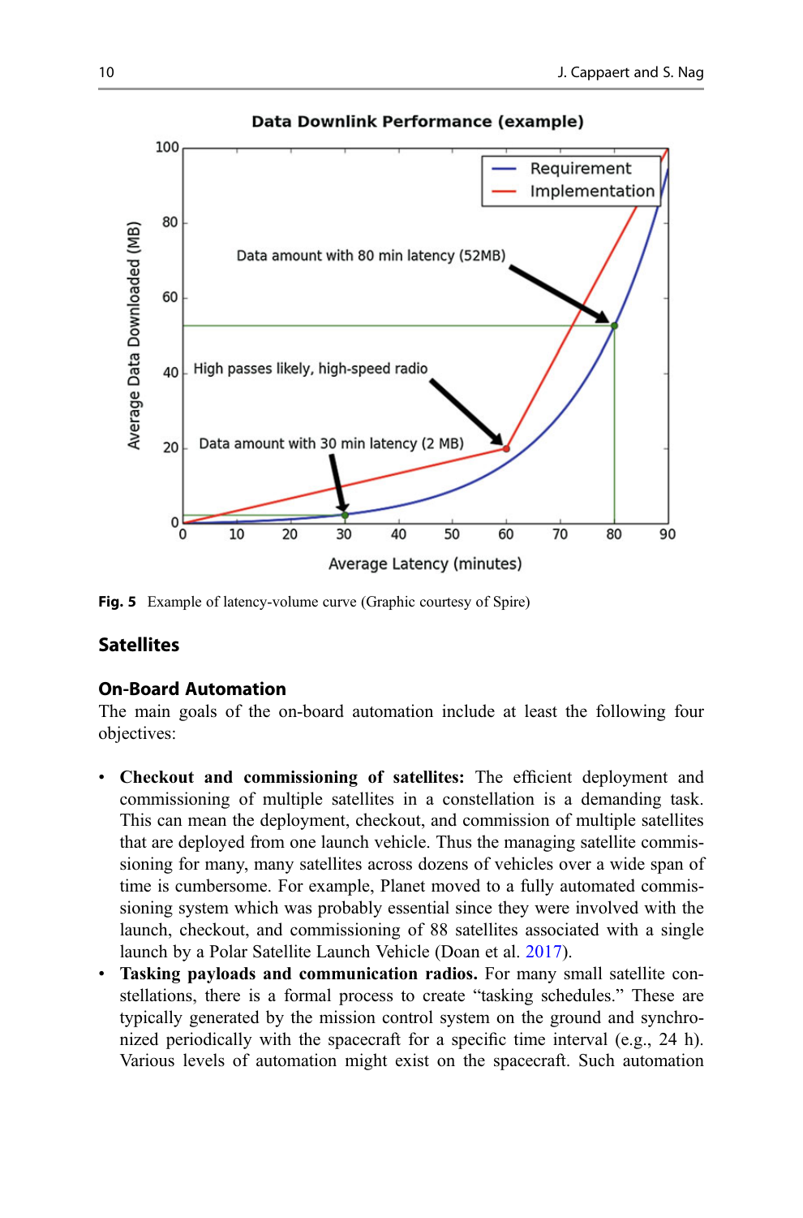Fig. 5 Example of latency-volume curve (Graphic courtesy of Spire)

## Satellites

### On-Board Automation

The main goals of the on-board automation include at least the following four objectives:

- **Checkout and commissioning of satellites:** The efficient deployment and commissioning of multiple satellites in a constellation is a demanding task. This can mean the deployment, checkout, and commission of multiple satellites that are deployed from one launch vehicle. Thus the managing satellite commissioning for many, many satellites across dozens of vehicles over a wide span of time is cumbersome. For example, Planet moved to a fully automated commissioning system which was probably essential since they were involved with the launch, checkout, and commissioning of 88 satellites associated with a single launch by a Polar Satellite Launch Vehicle (Doan et al. 2017).
- **Tasking payloads and communication radios.** For many small satellite constellations, there is a formal process to create "tasking schedules." These are typically generated by the mission control system on the ground and synchronized periodically with the spacecraft for a specific time interval (e.g., 24 h). Various levels of automation might exist on the spacecraft. Such automation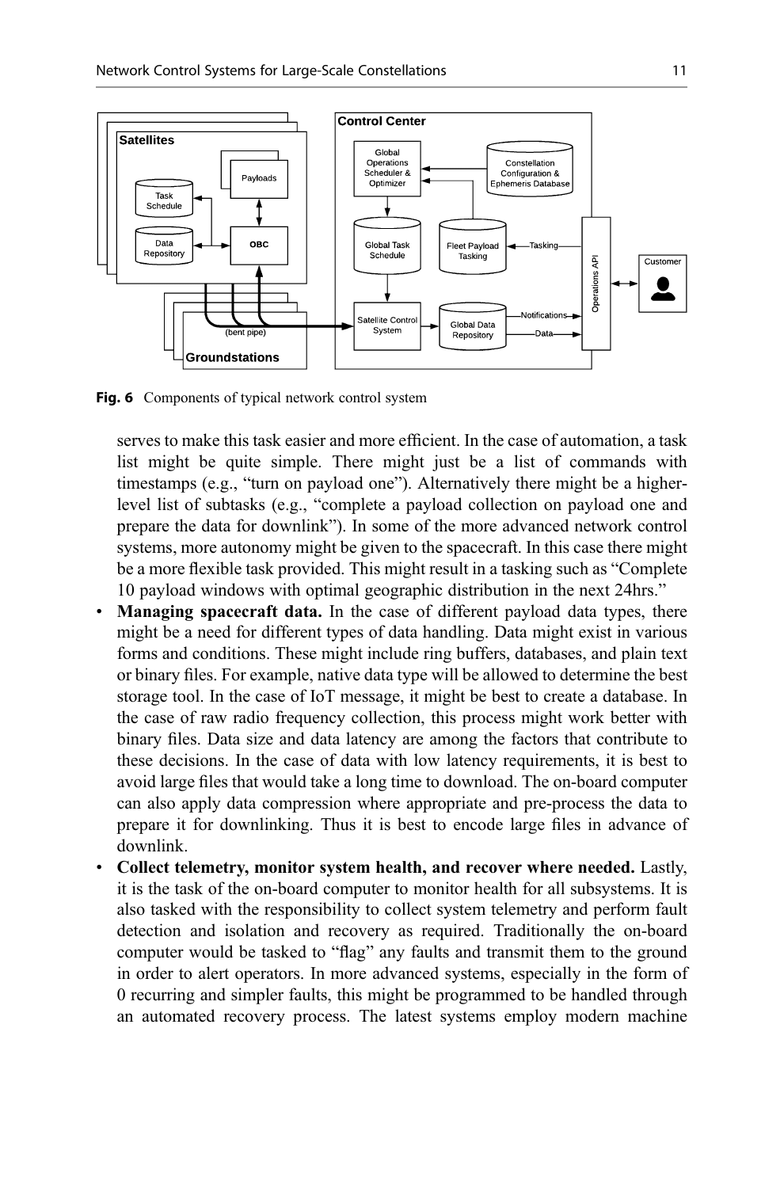Satellites

Payloads

Task Schedule

Data Repository

OBC

(bent pipe)

Groundstations

Control Center

Global Operations Scheduler & Optimizer

Constellation Configuration & Ephemeris Database

Global Task Schedule

Fleet Payload Tasking

Tasking

Satellite Control System

Global Data Repository

Notifications

Data

Operations API

Customer

**Fig. 6** Components of typical network control system

serves to make this task easier and more efficient. In the case of automation, a task list might be quite simple. There might just be a list of commands with timestamps (e.g., "turn on payload one"). Alternatively there might be a higher-level list of subtasks (e.g., "complete a payload collection on payload one and prepare the data for downlink"). In some of the more advanced network control systems, more autonomy might be given to the spacecraft. In this case there might be a more flexible task provided. This might result in a tasking such as "Complete 10 payload windows with optimal geographic distribution in the next 24hrs."

- **Managing spacecraft data.** In the case of different payload data types, there might be a need for different types of data handling. Data might exist in various forms and conditions. These might include ring buffers, databases, and plain text or binary files. For example, native data type will be allowed to determine the best storage tool. In the case of IoT message, it might be best to create a database. In the case of raw radio frequency collection, this process might work better with binary files. Data size and data latency are among the factors that contribute to these decisions. In the case of data with low latency requirements, it is best to avoid large files that would take a long time to download. The on-board computer can also apply data compression where appropriate and pre-process the data to prepare it for downlinking. Thus it is best to encode large files in advance of downlink.
- **Collect telemetry, monitor system health, and recover where needed.** Lastly, it is the task of the on-board computer to monitor health for all subsystems. It is also tasked with the responsibility to collect system telemetry and perform fault detection and isolation and recovery as required. Traditionally the on-board computer would be tasked to "flag" any faults and transmit them to the ground in order to alert operators. In more advanced systems, especially in the form of 0 recurring and simpler faults, this might be programmed to be handled through an automated recovery process. The latest systems employ modern machine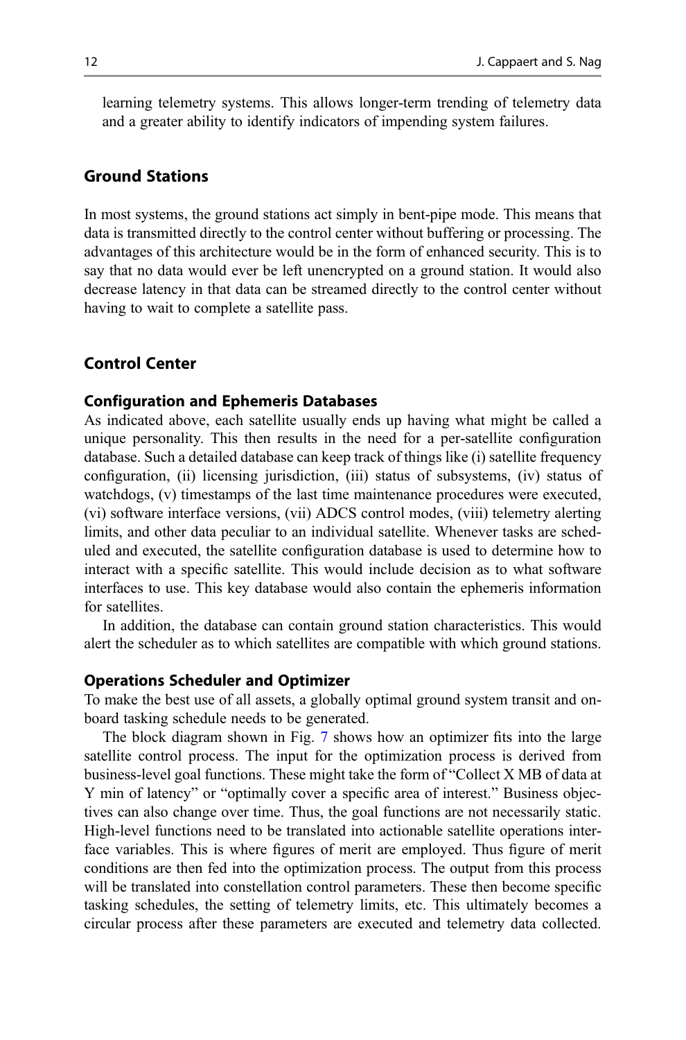learning telemetry systems. This allows longer-term trending of telemetry data and a greater ability to identify indicators of impending system failures.

## Ground Stations

In most systems, the ground stations act simply in bent-pipe mode. This means that data is transmitted directly to the control center without buffering or processing. The advantages of this architecture would be in the form of enhanced security. This is to say that no data would ever be left unencrypted on a ground station. It would also decrease latency in that data can be streamed directly to the control center without having to wait to complete a satellite pass.

## Control Center

### Configuration and Ephemeris Databases

As indicated above, each satellite usually ends up having what might be called a unique personality. This then results in the need for a per-satellite configuration database. Such a detailed database can keep track of things like (i) satellite frequency configuration, (ii) licensing jurisdiction, (iii) status of subsystems, (iv) status of watchdogs, (v) timestamps of the last time maintenance procedures were executed, (vi) software interface versions, (vii) ADCS control modes, (viii) telemetry alerting limits, and other data peculiar to an individual satellite. Whenever tasks are scheduled and executed, the satellite configuration database is used to determine how to interact with a specific satellite. This would include decision as to what software interfaces to use. This key database would also contain the ephemeris information for satellites.

In addition, the database can contain ground station characteristics. This would alert the scheduler as to which satellites are compatible with which ground stations.

### Operations Scheduler and Optimizer

To make the best use of all assets, a globally optimal ground system transit and on-board tasking schedule needs to be generated.

The block diagram shown in Fig. 7 shows how an optimizer fits into the large satellite control process. The input for the optimization process is derived from business-level goal functions. These might take the form of "Collect X MB of data at Y min of latency" or "optimally cover a specific area of interest." Business objectives can also change over time. Thus, the goal functions are not necessarily static. High-level functions need to be translated into actionable satellite operations interface variables. This is where figures of merit are employed. Thus figure of merit conditions are then fed into the optimization process. The output from this process will be translated into constellation control parameters. These then become specific tasking schedules, the setting of telemetry limits, etc. This ultimately becomes a circular process after these parameters are executed and telemetry data collected.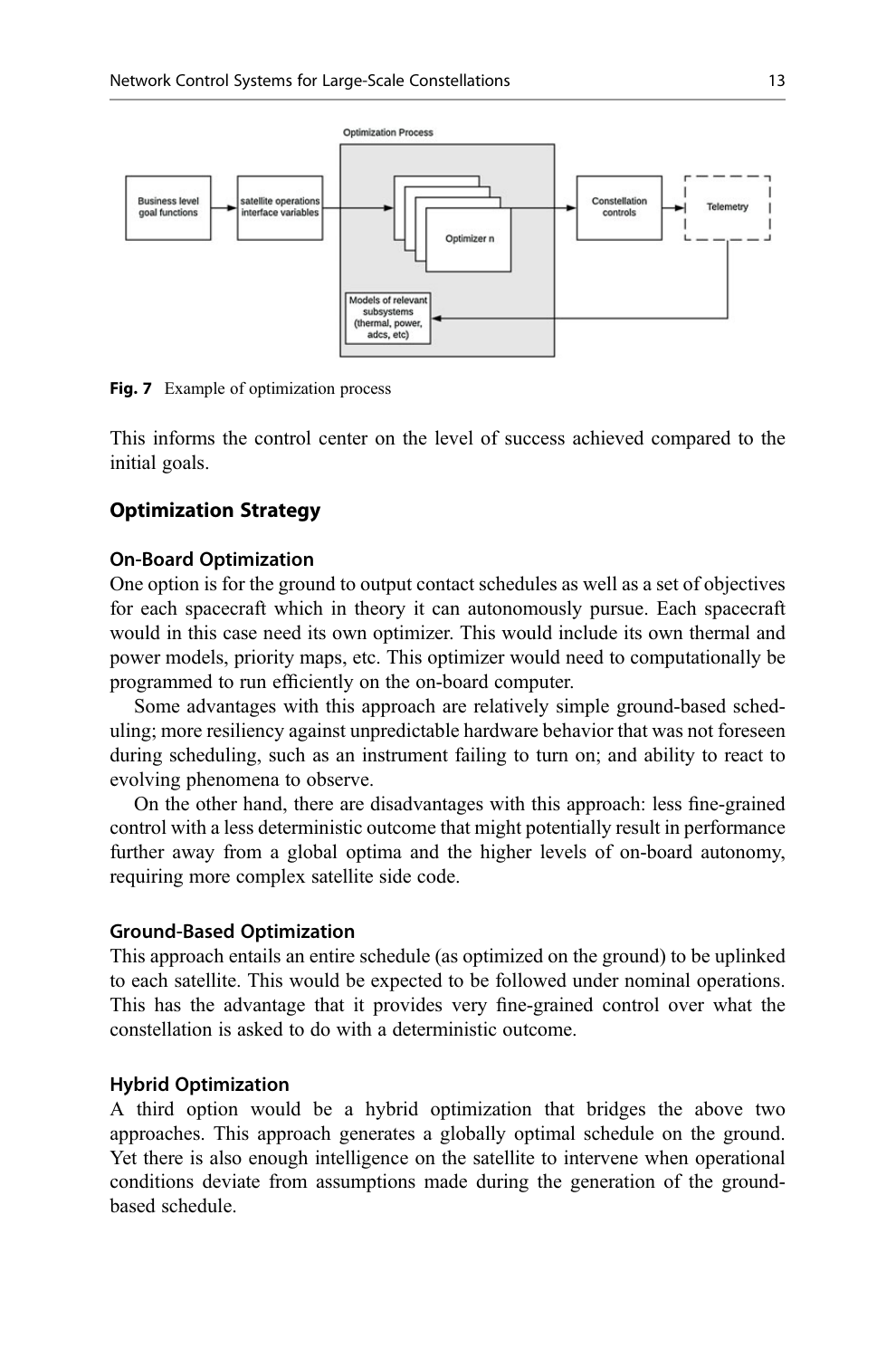Optimization Process

Business level goal functions

satellite operations interface variables

Optimizer n

Constellation controls

Telemetry

Models of relevant subsystems (thermal, power, adcs, etc)

**Fig. 7** Example of optimization process

This informs the control center on the level of success achieved compared to the initial goals.

## Optimization Strategy

### On-Board Optimization

One option is for the ground to output contact schedules as well as a set of objectives for each spacecraft which in theory it can autonomously pursue. Each spacecraft would in this case need its own optimizer. This would include its own thermal and power models, priority maps, etc. This optimizer would need to computationally be programmed to run efficiently on the on-board computer.

Some advantages with this approach are relatively simple ground-based scheduling; more resiliency against unpredictable hardware behavior that was not foreseen during scheduling, such as an instrument failing to turn on; and ability to react to evolving phenomena to observe.

On the other hand, there are disadvantages with this approach: less fine-grained control with a less deterministic outcome that might potentially result in performance further away from a global optima and the higher levels of on-board autonomy, requiring more complex satellite side code.

### Ground-Based Optimization

This approach entails an entire schedule (as optimized on the ground) to be uplinked to each satellite. This would be expected to be followed under nominal operations. This has the advantage that it provides very fine-grained control over what the constellation is asked to do with a deterministic outcome.

### Hybrid Optimization

A third option would be a hybrid optimization that bridges the above two approaches. This approach generates a globally optimal schedule on the ground. Yet there is also enough intelligence on the satellite to intervene when operational conditions deviate from assumptions made during the generation of the ground-based schedule.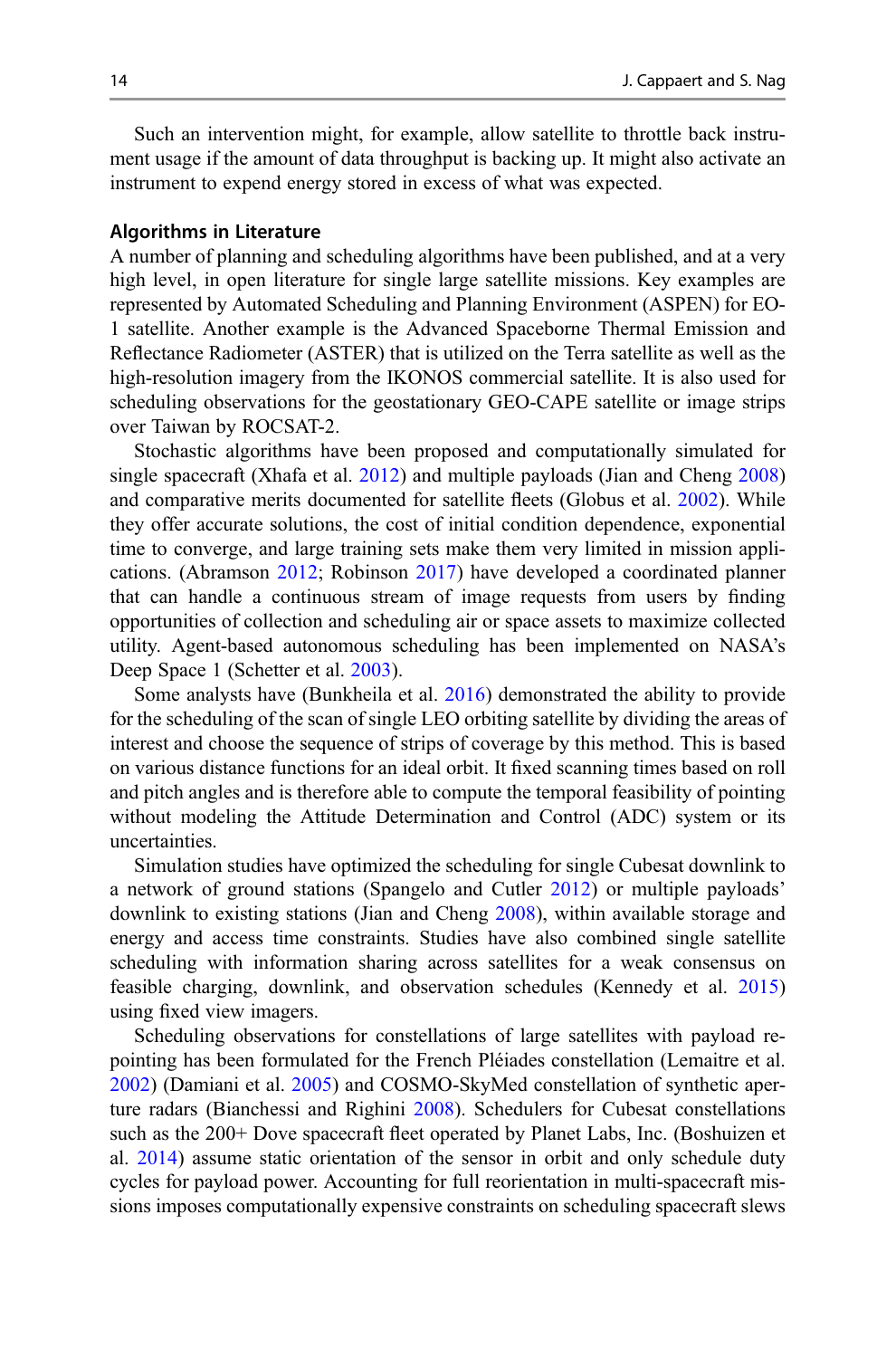Such an intervention might, for example, allow satellite to throttle back instrument usage if the amount of data throughput is backing up. It might also activate an instrument to expend energy stored in excess of what was expected.

### Algorithms in Literature

A number of planning and scheduling algorithms have been published, and at a very high level, in open literature for single large satellite missions. Key examples are represented by Automated Scheduling and Planning Environment (ASPEN) for EO-1 satellite. Another example is the Advanced Spaceborne Thermal Emission and Reflectance Radiometer (ASTER) that is utilized on the Terra satellite as well as the high-resolution imagery from the IKONOS commercial satellite. It is also used for scheduling observations for the geostationary GEO-CAPE satellite or image strips over Taiwan by ROCSAT-2.

Stochastic algorithms have been proposed and computationally simulated for single spacecraft (Xhafa et al. 2012) and multiple payloads (Jian and Cheng 2008) and comparative merits documented for satellite fleets (Globus et al. 2002). While they offer accurate solutions, the cost of initial condition dependence, exponential time to converge, and large training sets make them very limited in mission applications. (Abramson 2012; Robinson 2017) have developed a coordinated planner that can handle a continuous stream of image requests from users by finding opportunities of collection and scheduling air or space assets to maximize collected utility. Agent-based autonomous scheduling has been implemented on NASA's Deep Space 1 (Schetter et al. 2003).

Some analysts have (Bunkheila et al. 2016) demonstrated the ability to provide for the scheduling of the scan of single LEO orbiting satellite by dividing the areas of interest and choose the sequence of strips of coverage by this method. This is based on various distance functions for an ideal orbit. It fixed scanning times based on roll and pitch angles and is therefore able to compute the temporal feasibility of pointing without modeling the Attitude Determination and Control (ADC) system or its uncertainties.

Simulation studies have optimized the scheduling for single Cubesat downlink to a network of ground stations (Spangelo and Cutler 2012) or multiple payloads' downlink to existing stations (Jian and Cheng 2008), within available storage and energy and access time constraints. Studies have also combined single satellite scheduling with information sharing across satellites for a weak consensus on feasible charging, downlink, and observation schedules (Kennedy et al. 2015) using fixed view imagers.

Scheduling observations for constellations of large satellites with payload re-pointing has been formulated for the French Pléiades constellation (Lemaitre et al. 2002) (Damiani et al. 2005) and COSMO-SkyMed constellation of synthetic aperture radars (Bianchessi and Righini 2008). Schedulers for Cubesat constellations such as the 200+ Dove spacecraft fleet operated by Planet Labs, Inc. (Boshuizen et al. 2014) assume static orientation of the sensor in orbit and only schedule duty cycles for payload power. Accounting for full reorientation in multi-spacecraft missions imposes computationally expensive constraints on scheduling spacecraft slews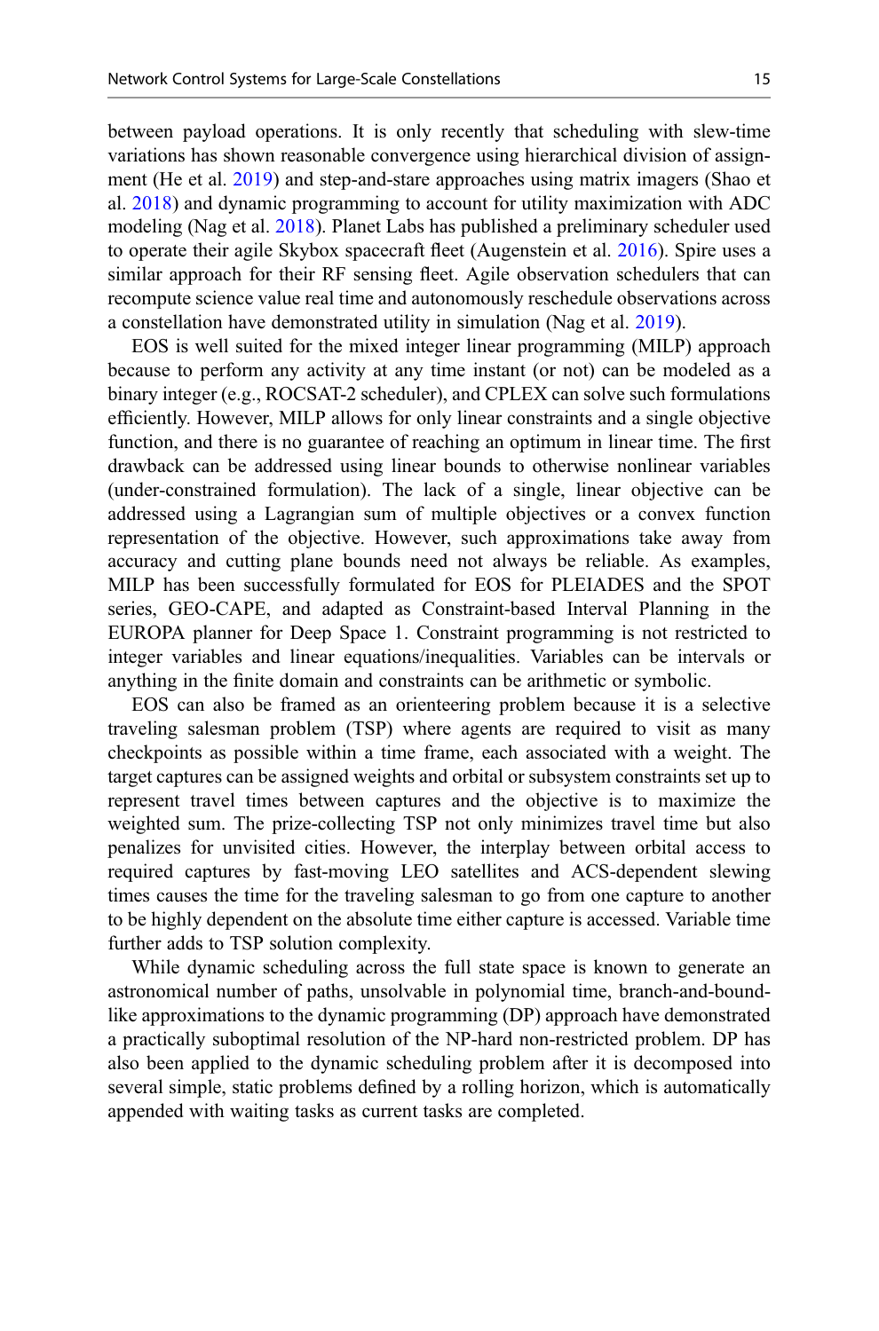between payload operations. It is only recently that scheduling with slew-time variations has shown reasonable convergence using hierarchical division of assignment (He et al. 2019) and step-and-stare approaches using matrix imagers (Shao et al. 2018) and dynamic programming to account for utility maximization with ADC modeling (Nag et al. 2018). Planet Labs has published a preliminary scheduler used to operate their agile Skybox spacecraft fleet (Augenstein et al. 2016). Spire uses a similar approach for their RF sensing fleet. Agile observation schedulers that can recompute science value real time and autonomously reschedule observations across a constellation have demonstrated utility in simulation (Nag et al. 2019).

EOS is well suited for the mixed integer linear programming (MILP) approach because to perform any activity at any time instant (or not) can be modeled as a binary integer (e.g., ROCSAT-2 scheduler), and CPLEX can solve such formulations efficiently. However, MILP allows for only linear constraints and a single objective function, and there is no guarantee of reaching an optimum in linear time. The first drawback can be addressed using linear bounds to otherwise nonlinear variables (under-constrained formulation). The lack of a single, linear objective can be addressed using a Lagrangian sum of multiple objectives or a convex function representation of the objective. However, such approximations take away from accuracy and cutting plane bounds need not always be reliable. As examples, MILP has been successfully formulated for EOS for PLEIADES and the SPOT series, GEO-CAPE, and adapted as Constraint-based Interval Planning in the EUROPA planner for Deep Space 1. Constraint programming is not restricted to integer variables and linear equations/inequalities. Variables can be intervals or anything in the finite domain and constraints can be arithmetic or symbolic.

EOS can also be framed as an orienteering problem because it is a selective traveling salesman problem (TSP) where agents are required to visit as many checkpoints as possible within a time frame, each associated with a weight. The target captures can be assigned weights and orbital or subsystem constraints set up to represent travel times between captures and the objective is to maximize the weighted sum. The prize-collecting TSP not only minimizes travel time but also penalizes for unvisited cities. However, the interplay between orbital access to required captures by fast-moving LEO satellites and ACS-dependent slewing times causes the time for the traveling salesman to go from one capture to another to be highly dependent on the absolute time either capture is accessed. Variable time further adds to TSP solution complexity.

While dynamic scheduling across the full state space is known to generate an astronomical number of paths, unsolvable in polynomial time, branch-and-bound-like approximations to the dynamic programming (DP) approach have demonstrated a practically suboptimal resolution of the NP-hard non-restricted problem. DP has also been applied to the dynamic scheduling problem after it is decomposed into several simple, static problems defined by a rolling horizon, which is automatically appended with waiting tasks as current tasks are completed.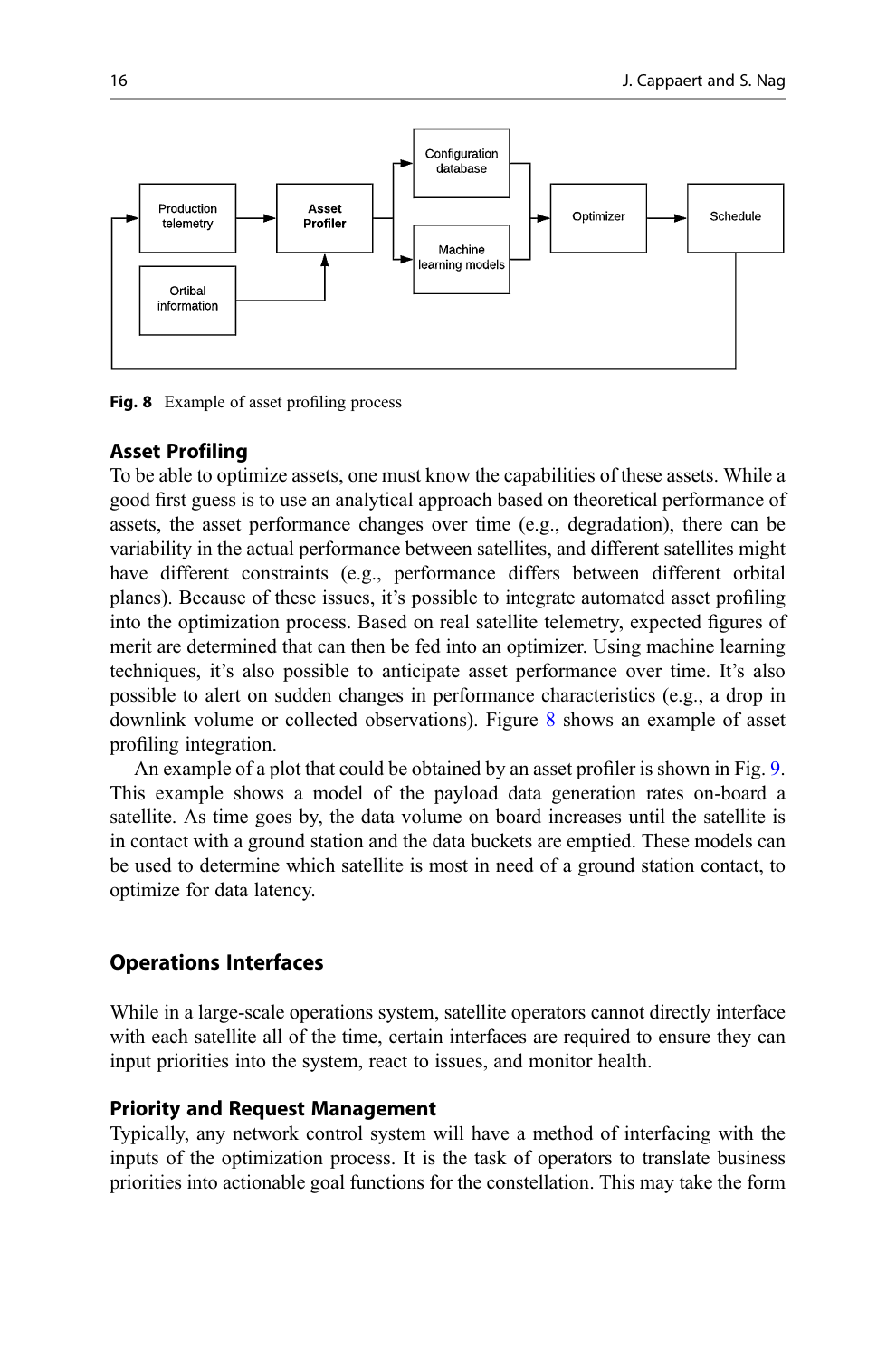Production telemetry

Ortibal information

Asset Profiler

Configuration database

Machine learning models

Optimizer

Schedule

**Fig. 8** Example of asset profiling process

### Asset Profiling

To be able to optimize assets, one must know the capabilities of these assets. While a good first guess is to use an analytical approach based on theoretical performance of assets, the asset performance changes over time (e.g., degradation), there can be variability in the actual performance between satellites, and different satellites might have different constraints (e.g., performance differs between different orbital planes). Because of these issues, it's possible to integrate automated asset profiling into the optimization process. Based on real satellite telemetry, expected figures of merit are determined that can then be fed into an optimizer. Using machine learning techniques, it's also possible to anticipate asset performance over time. It's also possible to alert on sudden changes in performance characteristics (e.g., a drop in downlink volume or collected observations). Figure 8 shows an example of asset profiling integration.

An example of a plot that could be obtained by an asset profiler is shown in Fig. 9. This example shows a model of the payload data generation rates on-board a satellite. As time goes by, the data volume on board increases until the satellite is in contact with a ground station and the data buckets are emptied. These models can be used to determine which satellite is most in need of a ground station contact, to optimize for data latency.

## Operations Interfaces

While in a large-scale operations system, satellite operators cannot directly interface with each satellite all of the time, certain interfaces are required to ensure they can input priorities into the system, react to issues, and monitor health.

### Priority and Request Management

Typically, any network control system will have a method of interfacing with the inputs of the optimization process. It is the task of operators to translate business priorities into actionable goal functions for the constellation. This may take the form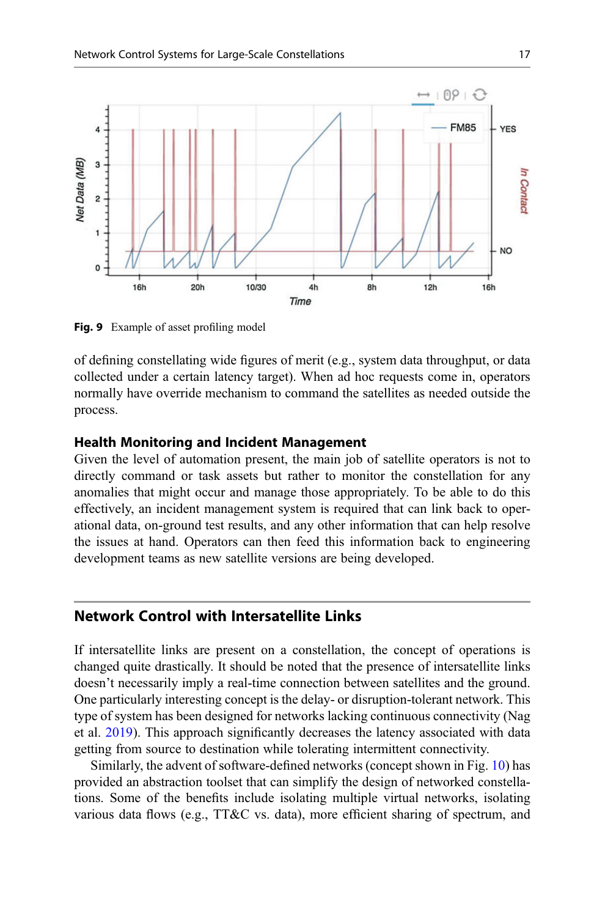**Fig. 9** Example of asset profiling model

of defining constellating wide figures of merit (e.g., system data throughput, or data collected under a certain latency target). When ad hoc requests come in, operators normally have override mechanism to command the satellites as needed outside the process.

#### Health Monitoring and Incident Management

Given the level of automation present, the main job of satellite operators is not to directly command or task assets but rather to monitor the constellation for any anomalies that might occur and manage those appropriately. To be able to do this effectively, an incident management system is required that can link back to operational data, on-ground test results, and any other information that can help resolve the issues at hand. Operators can then feed this information back to engineering development teams as new satellite versions are being developed.

## Network Control with Intersatellite Links

If intersatellite links are present on a constellation, the concept of operations is changed quite drastically. It should be noted that the presence of intersatellite links doesn't necessarily imply a real-time connection between satellites and the ground. One particularly interesting concept is the delay- or disruption-tolerant network. This type of system has been designed for networks lacking continuous connectivity (Nag et al. 2019). This approach significantly decreases the latency associated with data getting from source to destination while tolerating intermittent connectivity.

Similarly, the advent of software-defined networks (concept shown in Fig. 10) has provided an abstraction toolset that can simplify the design of networked constellations. Some of the benefits include isolating multiple virtual networks, isolating various data flows (e.g., TT&C vs. data), more efficient sharing of spectrum, and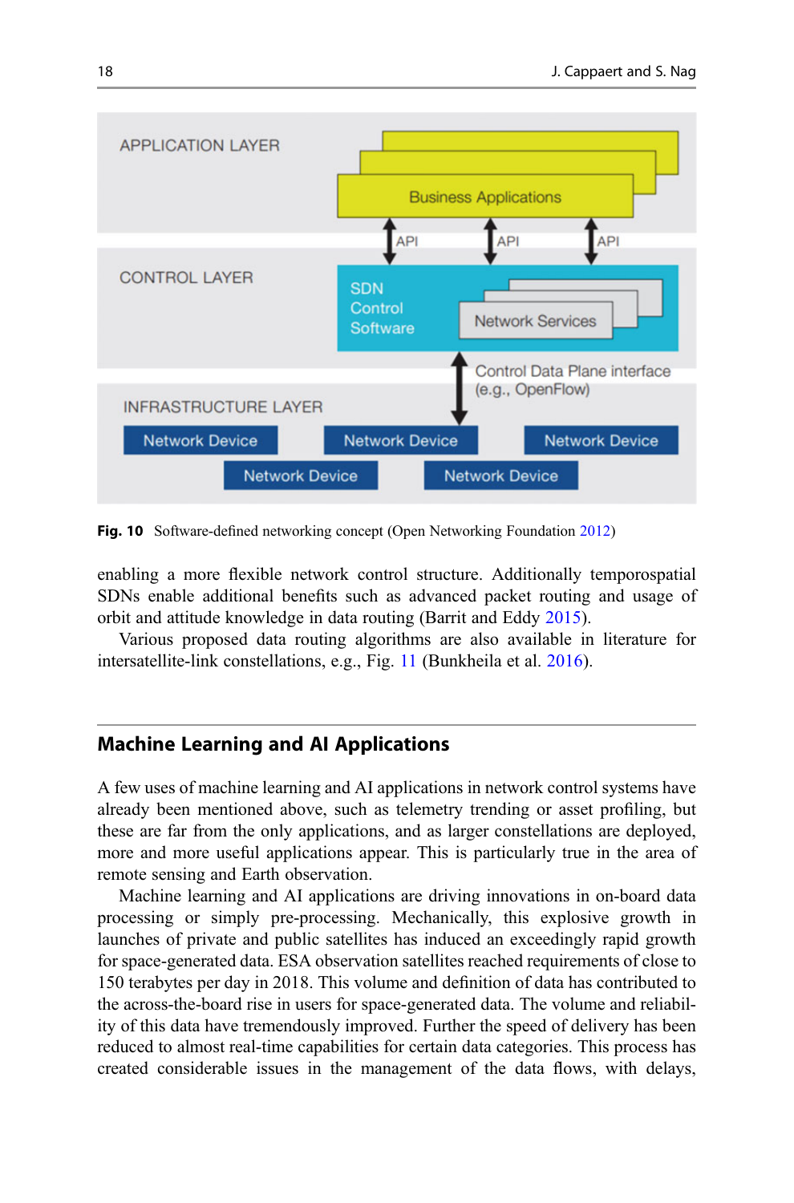Fig. 10 Software-defined networking concept (Open Networking Foundation 2012)

enabling a more flexible network control structure. Additionally temporospatial SDNs enable additional benefits such as advanced packet routing and usage of orbit and attitude knowledge in data routing (Barrit and Eddy 2015).

Various proposed data routing algorithms are also available in literature for intersatellite-link constellations, e.g., Fig. 11 (Bunkheila et al. 2016).

## Machine Learning and AI Applications

A few uses of machine learning and AI applications in network control systems have already been mentioned above, such as telemetry trending or asset profiling, but these are far from the only applications, and as larger constellations are deployed, more and more useful applications appear. This is particularly true in the area of remote sensing and Earth observation.

Machine learning and AI applications are driving innovations in on-board data processing or simply pre-processing. Mechanically, this explosive growth in launches of private and public satellites has induced an exceedingly rapid growth for space-generated data. ESA observation satellites reached requirements of close to 150 terabytes per day in 2018. This volume and definition of data has contributed to the across-the-board rise in users for space-generated data. The volume and reliability of this data have tremendously improved. Further the speed of delivery has been reduced to almost real-time capabilities for certain data categories. This process has created considerable issues in the management of the data flows, with delays,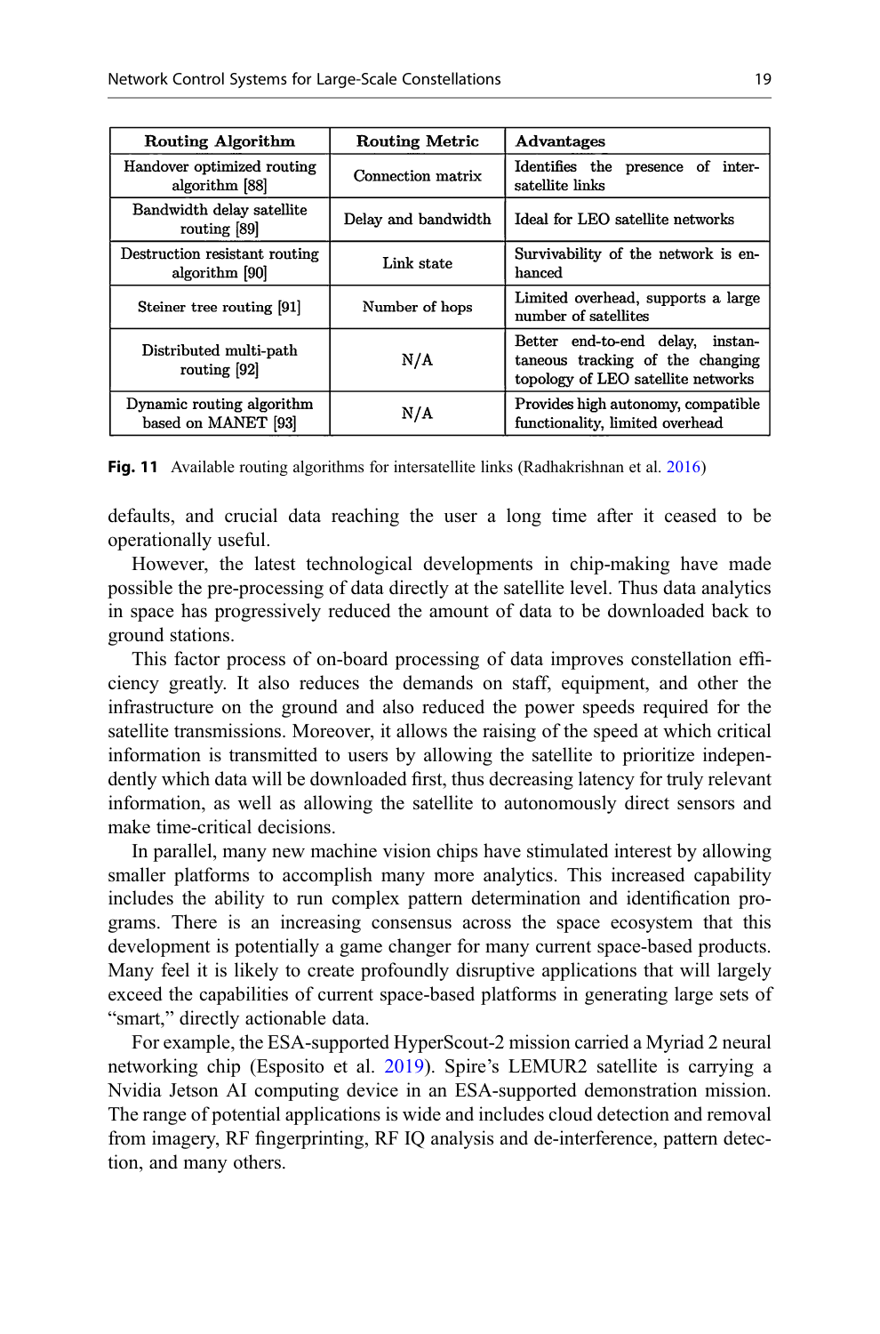| Routing Algorithm | Routing Metric | Advantages |
|---|---|---|
| Handover optimized routing algorithm [88] | Connection matrix | Identifies the presence of inter-satellite links |
| Bandwidth delay satellite routing [89] | Delay and bandwidth | Ideal for LEO satellite networks |
| Destruction resistant routing algorithm [90] | Link state | Survivability of the network is enhanced |
| Steiner tree routing [91] | Number of hops | Limited overhead, supports a large number of satellites |
| Distributed multi-path routing [92] | N/A | Better end-to-end delay, instantaneous tracking of the changing topology of LEO satellite networks |
| Dynamic routing algorithm based on MANET [93] | N/A | Provides high autonomy, compatible functionality, limited overhead |

**Fig. 11** Available routing algorithms for intersatellite links (Radhakrishnan et al. 2016)

defaults, and crucial data reaching the user a long time after it ceased to be operationally useful.

However, the latest technological developments in chip-making have made possible the pre-processing of data directly at the satellite level. Thus data analytics in space has progressively reduced the amount of data to be downloaded back to ground stations.

This factor process of on-board processing of data improves constellation efficiency greatly. It also reduces the demands on staff, equipment, and other the infrastructure on the ground and also reduced the power speeds required for the satellite transmissions. Moreover, it allows the raising of the speed at which critical information is transmitted to users by allowing the satellite to prioritize independently which data will be downloaded first, thus decreasing latency for truly relevant information, as well as allowing the satellite to autonomously direct sensors and make time-critical decisions.

In parallel, many new machine vision chips have stimulated interest by allowing smaller platforms to accomplish many more analytics. This increased capability includes the ability to run complex pattern determination and identification programs. There is an increasing consensus across the space ecosystem that this development is potentially a game changer for many current space-based products. Many feel it is likely to create profoundly disruptive applications that will largely exceed the capabilities of current space-based platforms in generating large sets of "smart," directly actionable data.

For example, the ESA-supported HyperScout-2 mission carried a Myriad 2 neural networking chip (Esposito et al. 2019). Spire's LEMUR2 satellite is carrying a Nvidia Jetson AI computing device in an ESA-supported demonstration mission. The range of potential applications is wide and includes cloud detection and removal from imagery, RF fingerprinting, RF IQ analysis and de-interference, pattern detection, and many others.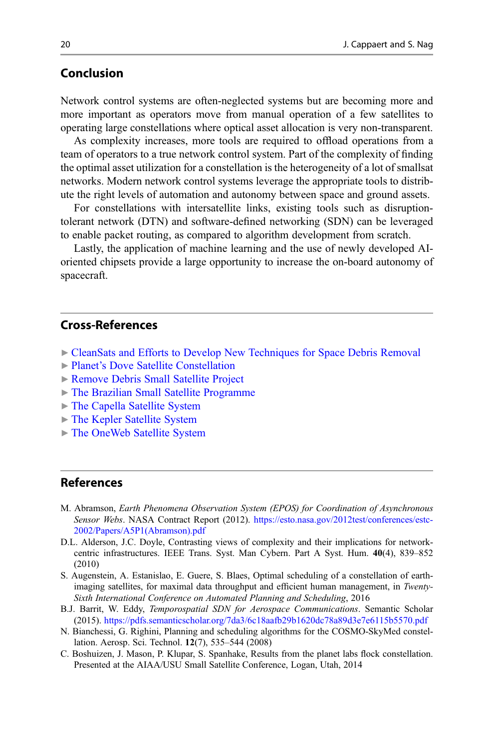## Conclusion

Network control systems are often-neglected systems but are becoming more and more important as operators move from manual operation of a few satellites to operating large constellations where optical asset allocation is very non-transparent.

As complexity increases, more tools are required to offload operations from a team of operators to a true network control system. Part of the complexity of finding the optimal asset utilization for a constellation is the heterogeneity of a lot of smallsat networks. Modern network control systems leverage the appropriate tools to distribute the right levels of automation and autonomy between space and ground assets.

For constellations with intersatellite links, existing tools such as disruption-tolerant network (DTN) and software-defined networking (SDN) can be leveraged to enable packet routing, as compared to algorithm development from scratch.

Lastly, the application of machine learning and the use of newly developed AI-oriented chipsets provide a large opportunity to increase the on-board autonomy of spacecraft.

## Cross-References

- ► CleanSats and Efforts to Develop New Techniques for Space Debris Removal
- ► Planet's Dove Satellite Constellation
- ► Remove Debris Small Satellite Project
- ► The Brazilian Small Satellite Programme
- ► The Capella Satellite System
- ► The Kepler Satellite System
- ► The OneWeb Satellite System

## References

M. Abramson, *Earth Phenomena Observation System (EPOS) for Coordination of Asynchronous Sensor Webs*. NASA Contract Report (2012). https://esto.nasa.gov/2012test/conferences/estc-2002/Papers/A5P1(Abramson).pdf

D.L. Alderson, J.C. Doyle, Contrasting views of complexity and their implications for network-centric infrastructures. IEEE Trans. Syst. Man Cybern. Part A Syst. Hum. **40**(4), 839–852 (2010)

S. Augenstein, A. Estanislao, E. Guere, S. Blaes, Optimal scheduling of a constellation of earth-imaging satellites, for maximal data throughput and efficient human management, in *Twenty-Sixth International Conference on Automated Planning and Scheduling*, 2016

B.J. Barrit, W. Eddy, *Temporospatial SDN for Aerospace Communications*. Semantic Scholar (2015). https://pdfs.semanticscholar.org/7da3/6c18aafb29b1620dc78a89d3e7e6115b5570.pdf

N. Bianchessi, G. Righini, Planning and scheduling algorithms for the COSMO-SkyMed constellation. Aerosp. Sci. Technol. **12**(7), 535–544 (2008)

C. Boshuizen, J. Mason, P. Klupar, S. Spanhake, Results from the planet labs flock constellation. Presented at the AIAA/USU Small Satellite Conference, Logan, Utah, 2014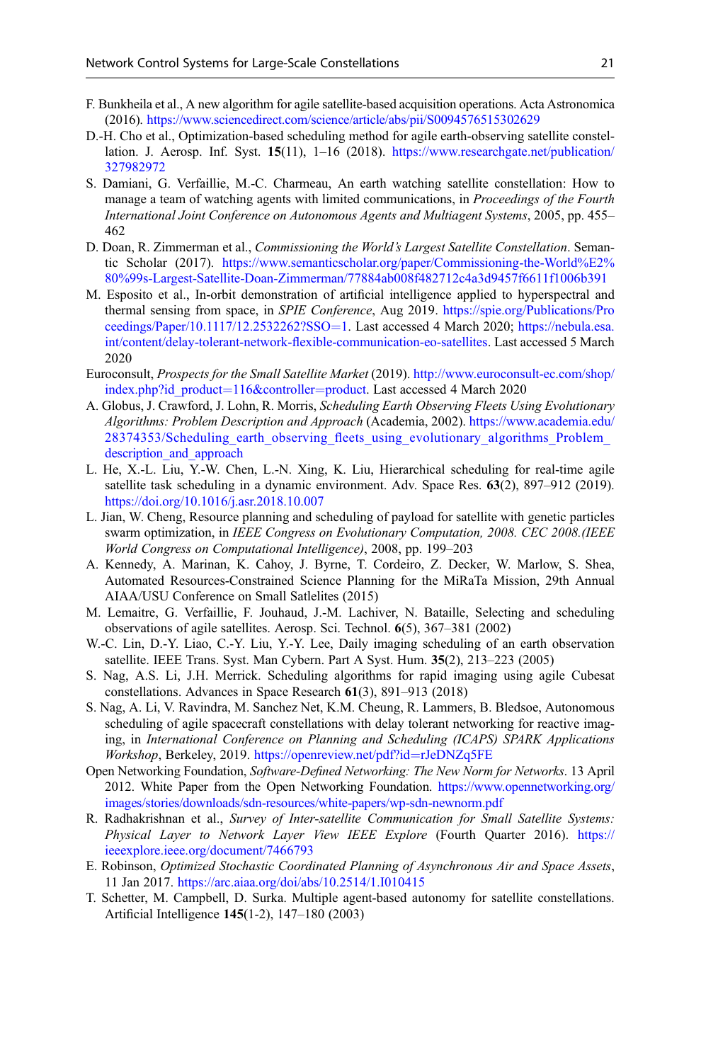F. Bunkheila et al., A new algorithm for agile satellite-based acquisition operations. Acta Astronomica (2016). https://www.sciencedirect.com/science/article/abs/pii/S0094576515302629

D.-H. Cho et al., Optimization-based scheduling method for agile earth-observing satellite constellation. J. Aerosp. Inf. Syst. **15**(11), 1–16 (2018). https://www.researchgate.net/publication/327982972

S. Damiani, G. Verfaillie, M.-C. Charmeau, An earth watching satellite constellation: How to manage a team of watching agents with limited communications, in *Proceedings of the Fourth International Joint Conference on Autonomous Agents and Multiagent Systems*, 2005, pp. 455–462

D. Doan, R. Zimmerman et al., *Commissioning the World's Largest Satellite Constellation*. Semantic Scholar (2017). https://www.semanticscholar.org/paper/Commissioning-the-World%E2%80%99s-Largest-Satellite-Doan-Zimmerman/77884ab008f482712c4a3d9457f6611f1006b391

M. Esposito et al., In-orbit demonstration of artificial intelligence applied to hyperspectral and thermal sensing from space, in *SPIE Conference*, Aug 2019. https://spie.org/Publications/Proceedings/Paper/10.1117/12.2532262?SSO=1. Last accessed 4 March 2020; https://nebula.esa.int/content/delay-tolerant-network-flexible-communication-eo-satellites. Last accessed 5 March 2020

Euroconsult, *Prospects for the Small Satellite Market* (2019). http://www.euroconsult-ec.com/shop/index.php?id_product=116&controller=product. Last accessed 4 March 2020

A. Globus, J. Crawford, J. Lohn, R. Morris, *Scheduling Earth Observing Fleets Using Evolutionary Algorithms: Problem Description and Approach* (Academia, 2002). https://www.academia.edu/28374353/Scheduling_earth_observing_fleets_using_evolutionary_algorithms_Problem_description_and_approach

L. He, X.-L. Liu, Y.-W. Chen, L.-N. Xing, K. Liu, Hierarchical scheduling for real-time agile satellite task scheduling in a dynamic environment. Adv. Space Res. **63**(2), 897–912 (2019). https://doi.org/10.1016/j.asr.2018.10.007

L. Jian, W. Cheng, Resource planning and scheduling of payload for satellite with genetic particles swarm optimization, in *IEEE Congress on Evolutionary Computation, 2008. CEC 2008.(IEEE World Congress on Computational Intelligence)*, 2008, pp. 199–203

A. Kennedy, A. Marinan, K. Cahoy, J. Byrne, T. Cordeiro, Z. Decker, W. Marlow, S. Shea, Automated Resources-Constrained Science Planning for the MiRaTa Mission, 29th Annual AIAA/USU Conference on Small Satellites (2015)

M. Lemaitre, G. Verfaillie, F. Jouhaud, J.-M. Lachiver, N. Bataille, Selecting and scheduling observations of agile satellites. Aerosp. Sci. Technol. **6**(5), 367–381 (2002)

W.-C. Lin, D.-Y. Liao, C.-Y. Liu, Y.-Y. Lee, Daily imaging scheduling of an earth observation satellite. IEEE Trans. Syst. Man Cybern. Part A Syst. Hum. **35**(2), 213–223 (2005)

S. Nag, A.S. Li, J.H. Merrick. Scheduling algorithms for rapid imaging using agile Cubesat constellations. Advances in Space Research **61**(3), 891–913 (2018)

S. Nag, A. Li, V. Ravindra, M. Sanchez Net, K.M. Cheung, R. Lammers, B. Bledsoe, Autonomous scheduling of agile spacecraft constellations with delay tolerant networking for reactive imaging, in *International Conference on Planning and Scheduling (ICAPS) SPARK Applications Workshop*, Berkeley, 2019. https://openreview.net/pdf?id=rJeDNZq5FE

Open Networking Foundation, *Software-Defined Networking: The New Norm for Networks*. 13 April 2012. White Paper from the Open Networking Foundation. https://www.opennetworking.org/images/stories/downloads/sdn-resources/white-papers/wp-sdn-newnorm.pdf

R. Radhakrishnan et al., *Survey of Inter-satellite Communication for Small Satellite Systems: Physical Layer to Network Layer View IEEE Explore* (Fourth Quarter 2016). https://ieeexplore.ieee.org/document/7466793

E. Robinson, *Optimized Stochastic Coordinated Planning of Asynchronous Air and Space Assets*, 11 Jan 2017. https://arc.aiaa.org/doi/abs/10.2514/1.I010415

T. Schetter, M. Campbell, D. Surka. Multiple agent-based autonomy for satellite constellations. Artificial Intelligence **145**(1-2), 147–180 (2003)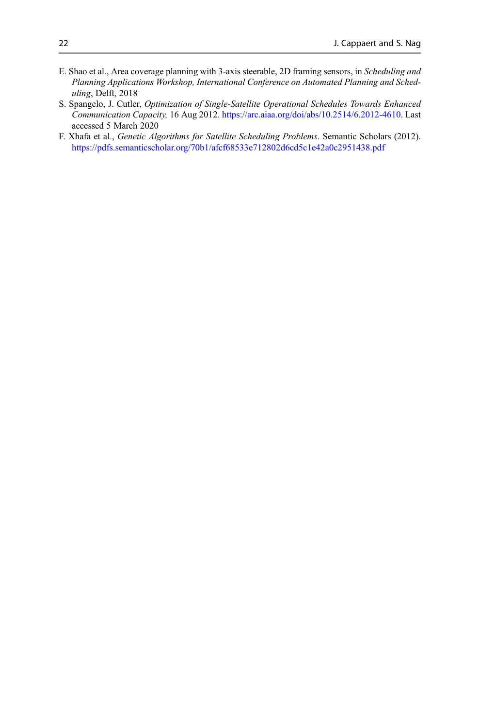E. Shao et al., Area coverage planning with 3-axis steerable, 2D framing sensors, in *Scheduling and Planning Applications Workshop, International Conference on Automated Planning and Scheduling*, Delft, 2018

S. Spangelo, J. Cutler, *Optimization of Single-Satellite Operational Schedules Towards Enhanced Communication Capacity,* 16 Aug 2012. https://arc.aiaa.org/doi/abs/10.2514/6.2012-4610. Last accessed 5 March 2020

F. Xhafa et al., *Genetic Algorithms for Satellite Scheduling Problems*. Semantic Scholars (2012). https://pdfs.semanticscholar.org/70b1/afcf68533e712802d6cd5c1e42a0c2951438.pdf